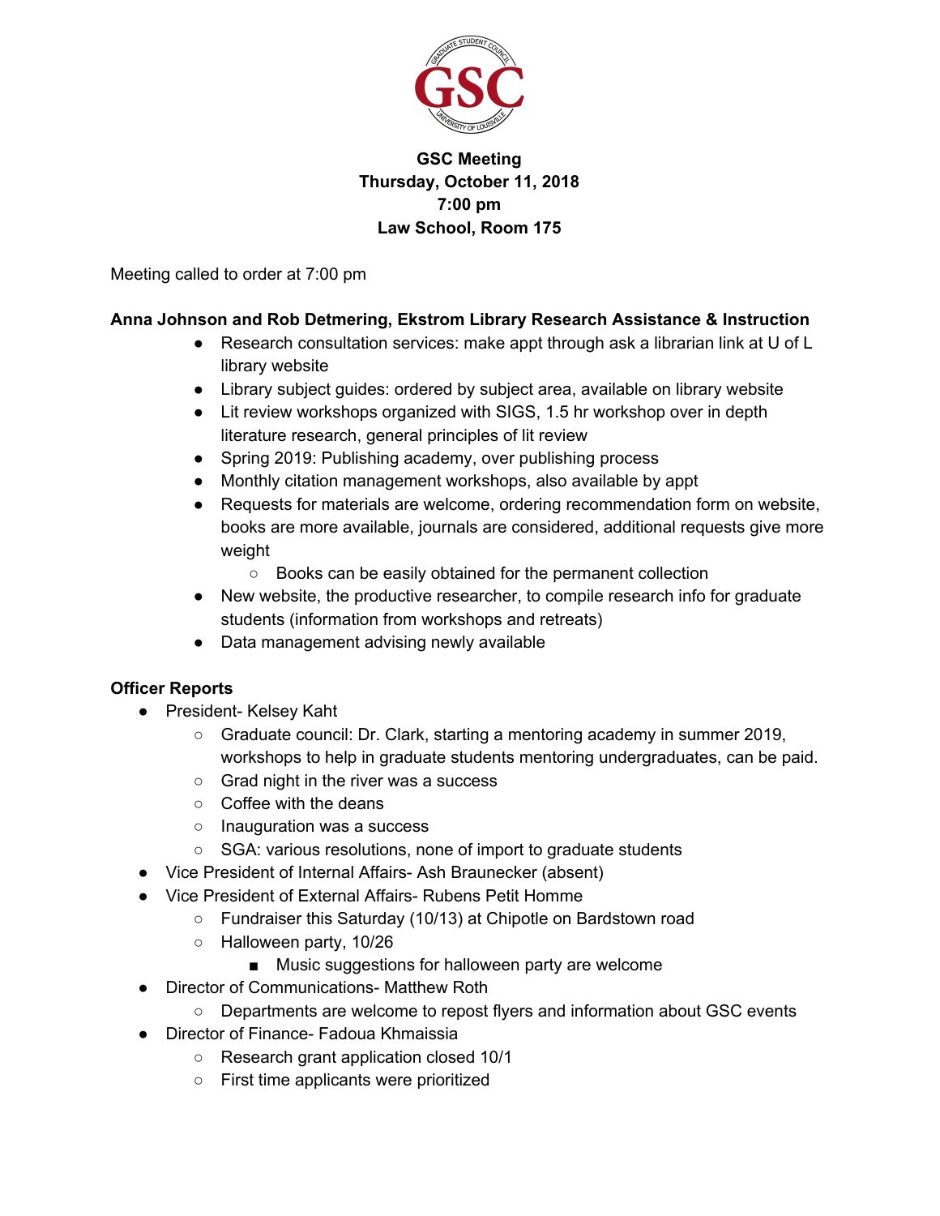**GSC Meeting**
**Thursday, October 11, 2018**
**7:00 pm**
**Law School, Room 175**

Meeting called to order at 7:00 pm

**Anna Johnson and Rob Detmering, Ekstrom Library Research Assistance & Instruction**

- Research consultation services: make appt through ask a librarian link at U of L library website
- Library subject guides: ordered by subject area, available on library website
- Lit review workshops organized with SIGS, 1.5 hr workshop over in depth literature research, general principles of lit review
- Spring 2019: Publishing academy, over publishing process
- Monthly citation management workshops, also available by appt
- Requests for materials are welcome, ordering recommendation form on website, books are more available, journals are considered, additional requests give more weight
  - Books can be easily obtained for the permanent collection
- New website, the productive researcher, to compile research info for graduate students (information from workshops and retreats)
- Data management advising newly available

**Officer Reports**

- President- Kelsey Kaht
  - Graduate council: Dr. Clark, starting a mentoring academy in summer 2019, workshops to help in graduate students mentoring undergraduates, can be paid.
  - Grad night in the river was a success
  - Coffee with the deans
  - Inauguration was a success
  - SGA: various resolutions, none of import to graduate students
- Vice President of Internal Affairs- Ash Braunecker (absent)
- Vice President of External Affairs- Rubens Petit Homme
  - Fundraiser this Saturday (10/13) at Chipotle on Bardstown road
  - Halloween party, 10/26
    - Music suggestions for halloween party are welcome
- Director of Communications- Matthew Roth
  - Departments are welcome to repost flyers and information about GSC events
- Director of Finance- Fadoua Khmaissia
  - Research grant application closed 10/1
  - First time applicants were prioritized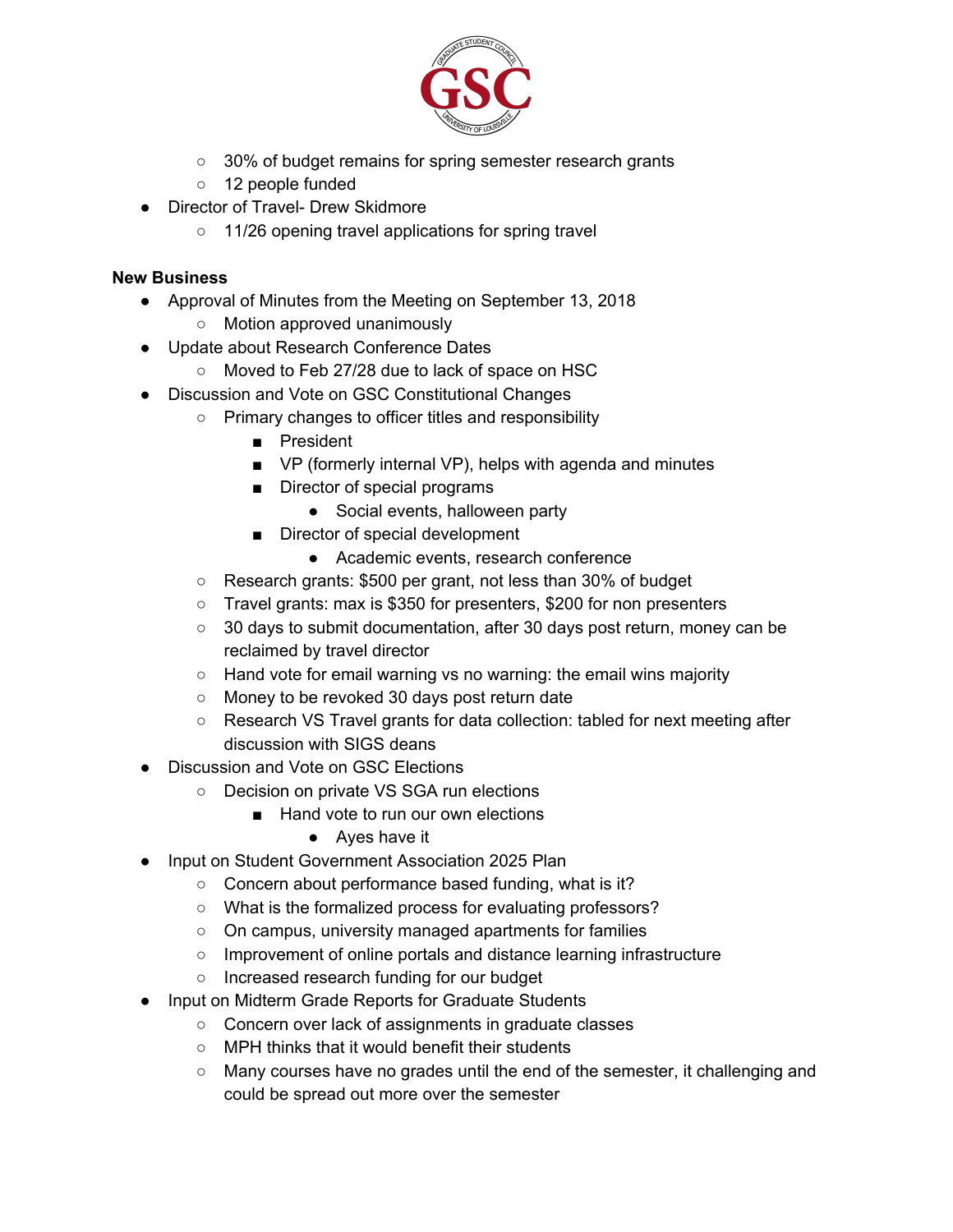- 30% of budget remains for spring semester research grants
- 12 people funded
- Director of Travel- Drew Skidmore
  - 11/26 opening travel applications for spring travel

**New Business**

- Approval of Minutes from the Meeting on September 13, 2018
  - Motion approved unanimously
- Update about Research Conference Dates
  - Moved to Feb 27/28 due to lack of space on HSC
- Discussion and Vote on GSC Constitutional Changes
  - Primary changes to officer titles and responsibility
    - President
    - VP (formerly internal VP), helps with agenda and minutes
    - Director of special programs
      - Social events, halloween party
    - Director of special development
      - Academic events, research conference
  - Research grants: $500 per grant, not less than 30% of budget
  - Travel grants: max is $350 for presenters, $200 for non presenters
  - 30 days to submit documentation, after 30 days post return, money can be reclaimed by travel director
  - Hand vote for email warning vs no warning: the email wins majority
  - Money to be revoked 30 days post return date
  - Research VS Travel grants for data collection: tabled for next meeting after discussion with SIGS deans
- Discussion and Vote on GSC Elections
  - Decision on private VS SGA run elections
    - Hand vote to run our own elections
      - Ayes have it
- Input on Student Government Association 2025 Plan
  - Concern about performance based funding, what is it?
  - What is the formalized process for evaluating professors?
  - On campus, university managed apartments for families
  - Improvement of online portals and distance learning infrastructure
  - Increased research funding for our budget
- Input on Midterm Grade Reports for Graduate Students
  - Concern over lack of assignments in graduate classes
  - MPH thinks that it would benefit their students
  - Many courses have no grades until the end of the semester, it challenging and could be spread out more over the semester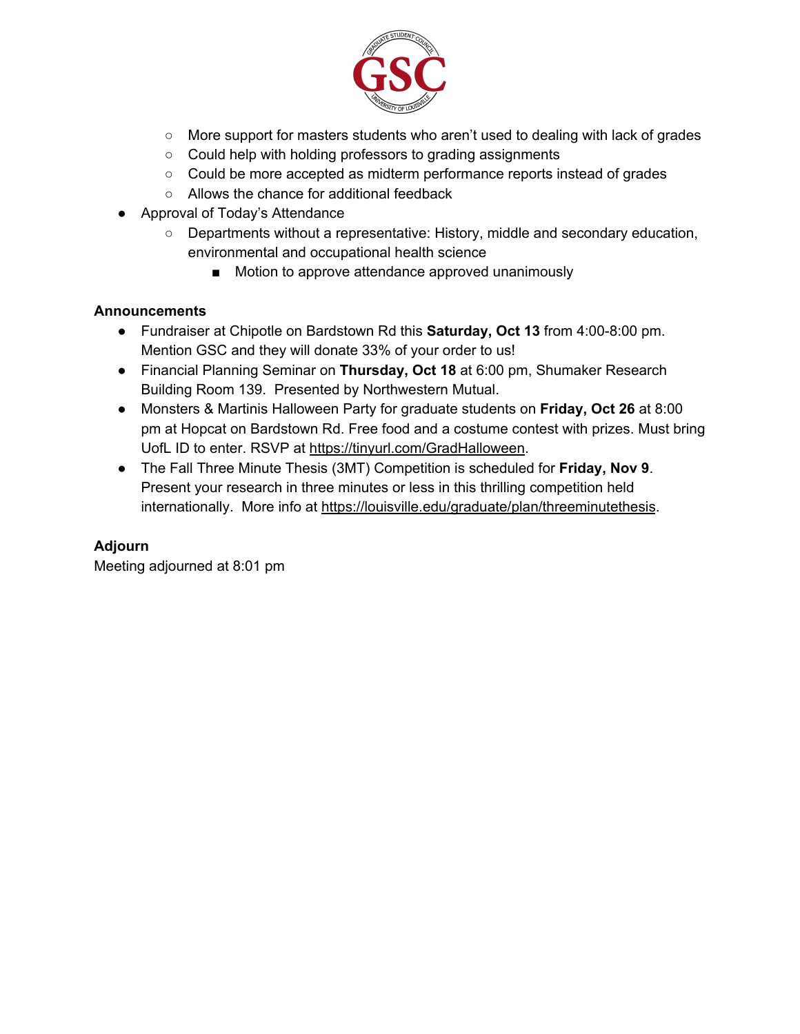- More support for masters students who aren't used to dealing with lack of grades
    - Could help with holding professors to grading assignments
    - Could be more accepted as midterm performance reports instead of grades
    - Allows the chance for additional feedback
- Approval of Today's Attendance
    - Departments without a representative: History, middle and secondary education, environmental and occupational health science
        - Motion to approve attendance approved unanimously

**Announcements**

- Fundraiser at Chipotle on Bardstown Rd this **Saturday, Oct 13** from 4:00-8:00 pm. Mention GSC and they will donate 33% of your order to us!
- Financial Planning Seminar on **Thursday, Oct 18** at 6:00 pm, Shumaker Research Building Room 139. Presented by Northwestern Mutual.
- Monsters & Martinis Halloween Party for graduate students on **Friday, Oct 26** at 8:00 pm at Hopcat on Bardstown Rd. Free food and a costume contest with prizes. Must bring UofL ID to enter. RSVP at https://tinyurl.com/GradHalloween.
- The Fall Three Minute Thesis (3MT) Competition is scheduled for **Friday, Nov 9**. Present your research in three minutes or less in this thrilling competition held internationally. More info at https://louisville.edu/graduate/plan/threeminutethesis.

**Adjourn**

Meeting adjourned at 8:01 pm